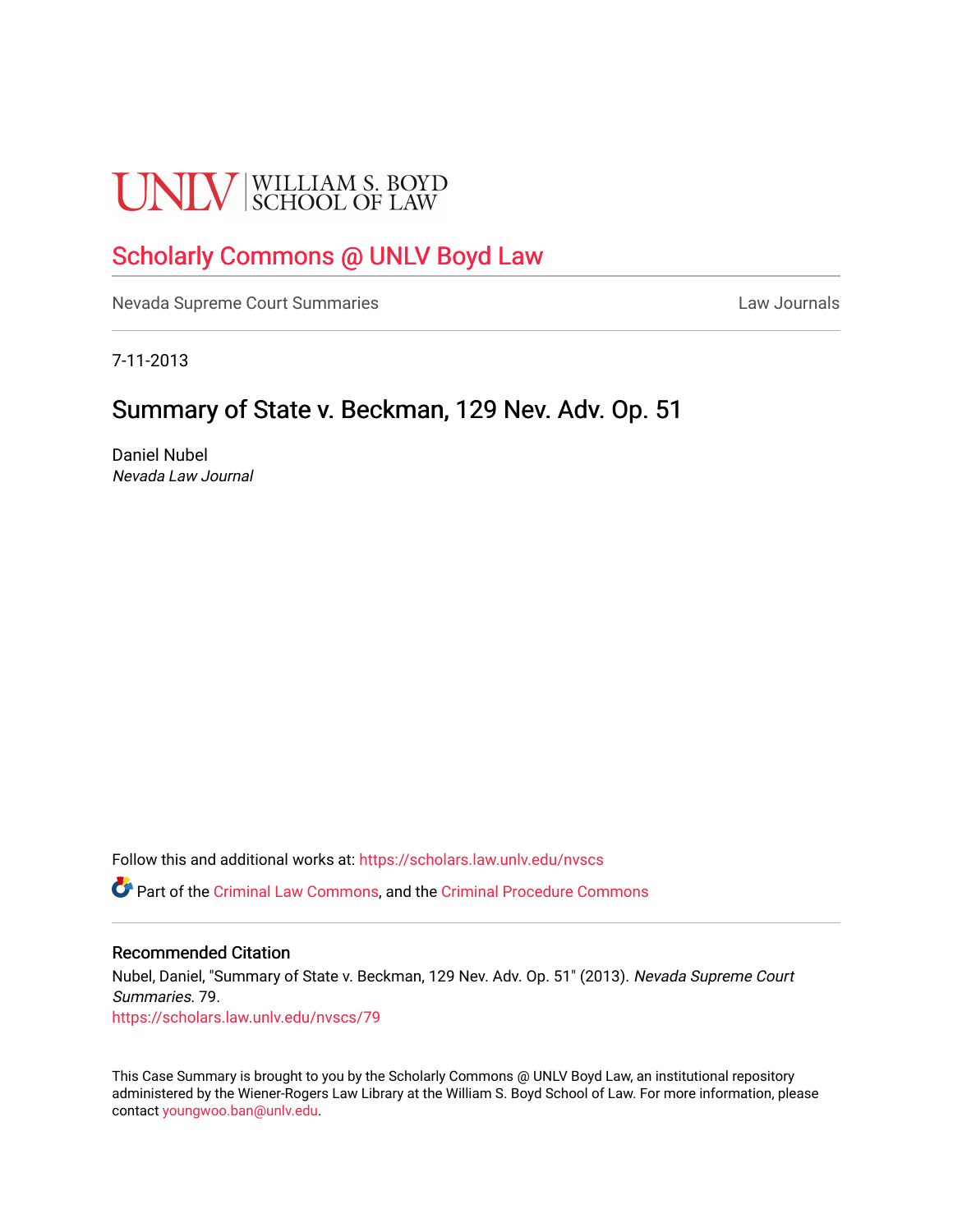UNLV | WILLIAM S. BOYD SCHOOL OF LAW

# Scholarly Commons @ UNLV Boyd Law

Nevada Supreme Court Summaries | Law Journals

7-11-2013

# Summary of State v. Beckman, 129 Nev. Adv. Op. 51

Daniel Nubel
*Nevada Law Journal*

Follow this and additional works at: https://scholars.law.unlv.edu/nvscs

Part of the Criminal Law Commons, and the Criminal Procedure Commons

## Recommended Citation

Nubel, Daniel, "Summary of State v. Beckman, 129 Nev. Adv. Op. 51" (2013). *Nevada Supreme Court Summaries*. 79.
https://scholars.law.unlv.edu/nvscs/79

This Case Summary is brought to you by the Scholarly Commons @ UNLV Boyd Law, an institutional repository administered by the Wiener-Rogers Law Library at the William S. Boyd School of Law. For more information, please contact youngwoo.ban@unlv.edu.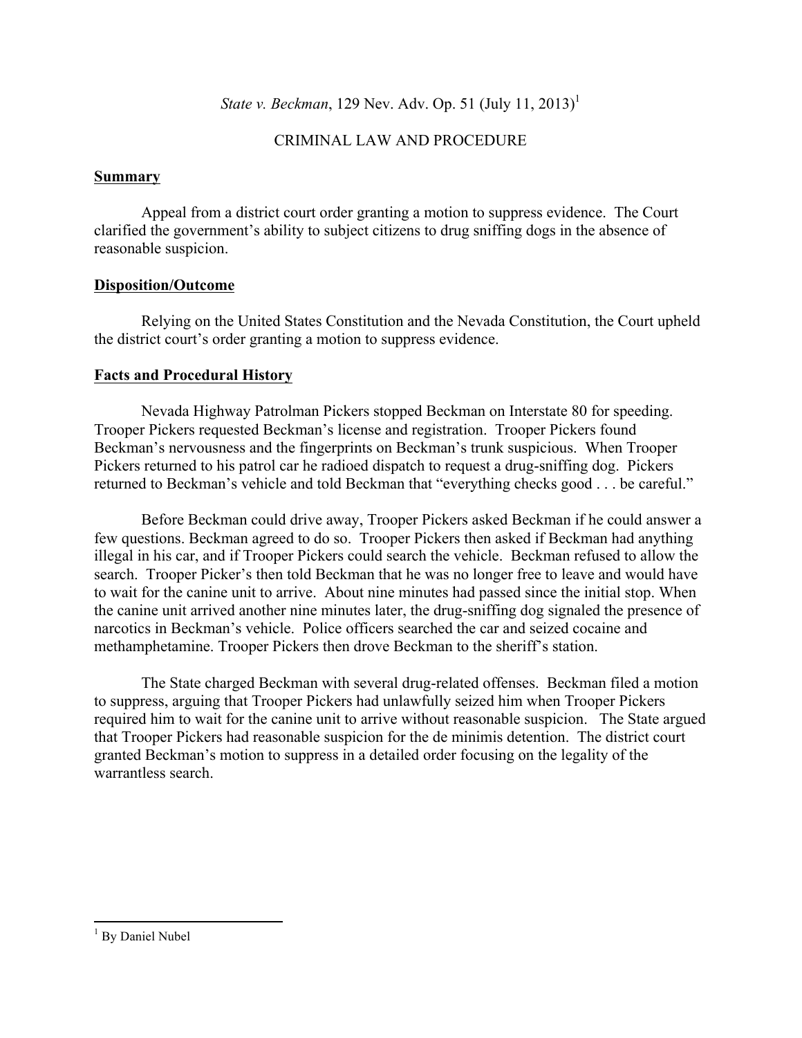*State v. Beckman*, 129 Nev. Adv. Op. 51 (July 11, 2013)[1]

CRIMINAL LAW AND PROCEDURE

**Summary**

Appeal from a district court order granting a motion to suppress evidence. The Court clarified the government's ability to subject citizens to drug sniffing dogs in the absence of reasonable suspicion.

**Disposition/Outcome**

Relying on the United States Constitution and the Nevada Constitution, the Court upheld the district court's order granting a motion to suppress evidence.

**Facts and Procedural History**

Nevada Highway Patrolman Pickers stopped Beckman on Interstate 80 for speeding. Trooper Pickers requested Beckman's license and registration. Trooper Pickers found Beckman's nervousness and the fingerprints on Beckman's trunk suspicious. When Trooper Pickers returned to his patrol car he radioed dispatch to request a drug-sniffing dog. Pickers returned to Beckman's vehicle and told Beckman that "everything checks good . . . be careful."

Before Beckman could drive away, Trooper Pickers asked Beckman if he could answer a few questions. Beckman agreed to do so. Trooper Pickers then asked if Beckman had anything illegal in his car, and if Trooper Pickers could search the vehicle. Beckman refused to allow the search. Trooper Picker's then told Beckman that he was no longer free to leave and would have to wait for the canine unit to arrive. About nine minutes had passed since the initial stop. When the canine unit arrived another nine minutes later, the drug-sniffing dog signaled the presence of narcotics in Beckman's vehicle. Police officers searched the car and seized cocaine and methamphetamine. Trooper Pickers then drove Beckman to the sheriff's station.

The State charged Beckman with several drug-related offenses. Beckman filed a motion to suppress, arguing that Trooper Pickers had unlawfully seized him when Trooper Pickers required him to wait for the canine unit to arrive without reasonable suspicion. The State argued that Trooper Pickers had reasonable suspicion for the de minimis detention. The district court granted Beckman's motion to suppress in a detailed order focusing on the legality of the warrantless search.

---

[1] By Daniel Nubel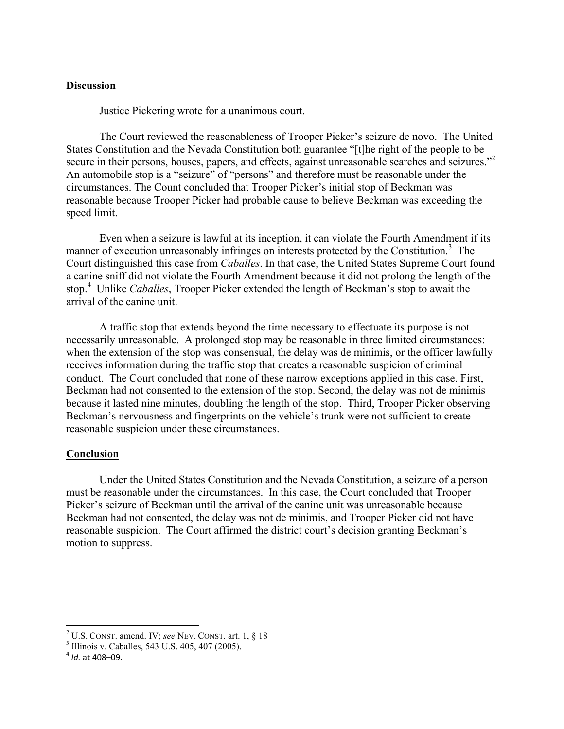**Discussion**

Justice Pickering wrote for a unanimous court.

The Court reviewed the reasonableness of Trooper Picker's seizure de novo. The United States Constitution and the Nevada Constitution both guarantee "[t]he right of the people to be secure in their persons, houses, papers, and effects, against unreasonable searches and seizures."[2] An automobile stop is a "seizure" of "persons" and therefore must be reasonable under the circumstances. The Count concluded that Trooper Picker's initial stop of Beckman was reasonable because Trooper Picker had probable cause to believe Beckman was exceeding the speed limit.

Even when a seizure is lawful at its inception, it can violate the Fourth Amendment if its manner of execution unreasonably infringes on interests protected by the Constitution.[3] The Court distinguished this case from *Caballes*. In that case, the United States Supreme Court found a canine sniff did not violate the Fourth Amendment because it did not prolong the length of the stop.[4] Unlike *Caballes*, Trooper Picker extended the length of Beckman's stop to await the arrival of the canine unit.

A traffic stop that extends beyond the time necessary to effectuate its purpose is not necessarily unreasonable. A prolonged stop may be reasonable in three limited circumstances: when the extension of the stop was consensual, the delay was de minimis, or the officer lawfully receives information during the traffic stop that creates a reasonable suspicion of criminal conduct. The Court concluded that none of these narrow exceptions applied in this case. First, Beckman had not consented to the extension of the stop. Second, the delay was not de minimis because it lasted nine minutes, doubling the length of the stop. Third, Trooper Picker observing Beckman's nervousness and fingerprints on the vehicle's trunk were not sufficient to create reasonable suspicion under these circumstances.

**Conclusion**

Under the United States Constitution and the Nevada Constitution, a seizure of a person must be reasonable under the circumstances. In this case, the Court concluded that Trooper Picker's seizure of Beckman until the arrival of the canine unit was unreasonable because Beckman had not consented, the delay was not de minimis, and Trooper Picker did not have reasonable suspicion. The Court affirmed the district court's decision granting Beckman's motion to suppress.

---

[2] U.S. CONST. amend. IV; *see* NEV. CONST. art. 1, § 18

[3] Illinois v. Caballes, 543 U.S. 405, 407 (2005).

[4] *Id.* at 408–09.